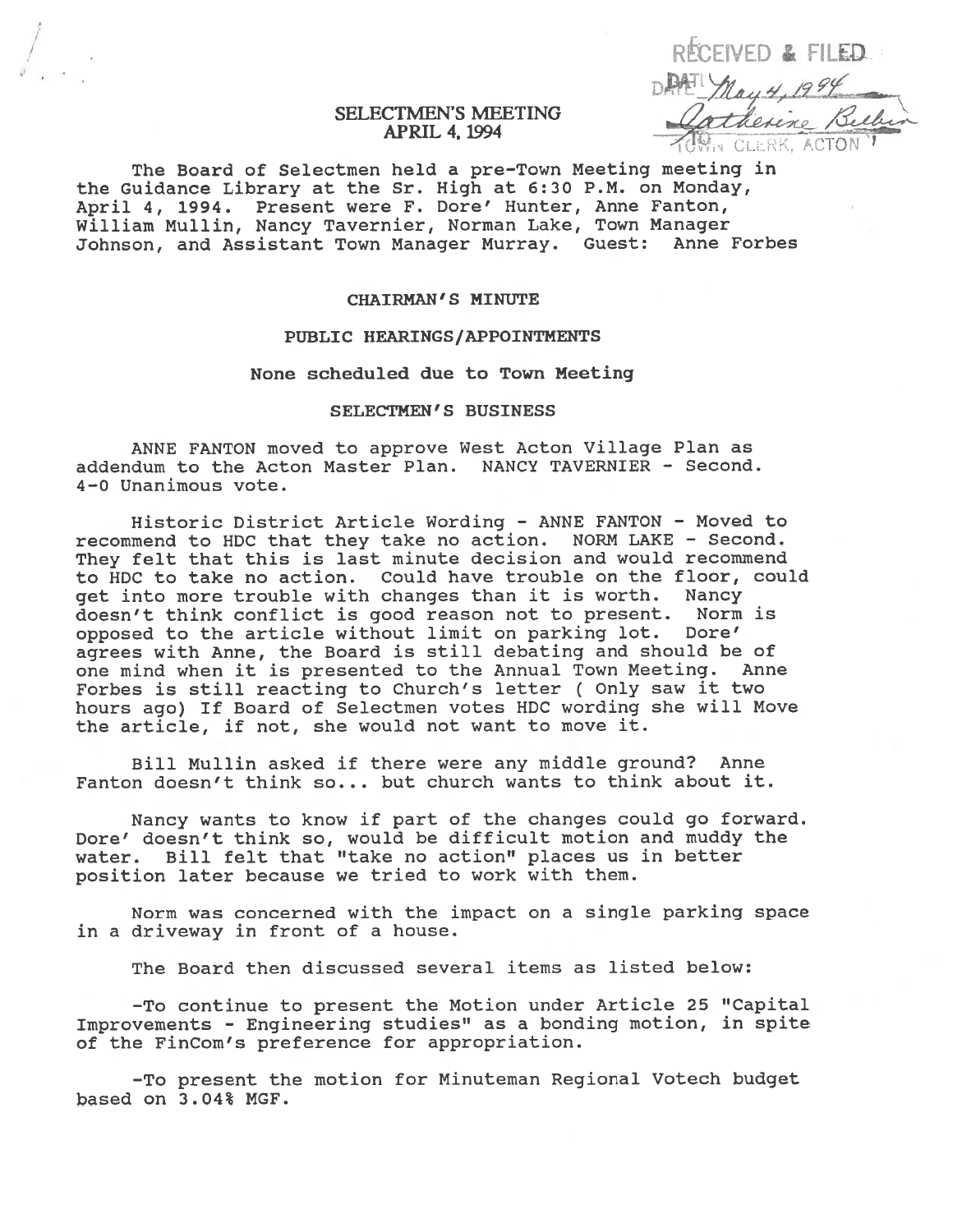RECEIVED & FILED
DATE May 4, 1994
Catherine Belbin
TOWN CLERK, ACTON

# SELECTMEN'S MEETING
## APRIL 4, 1994

The Board of Selectmen held a pre-Town Meeting meeting in the Guidance Library at the Sr. High at 6:30 P.M. on Monday, April 4, 1994. Present were F. Dore' Hunter, Anne Fanton, William Mullin, Nancy Tavernier, Norman Lake, Town Manager Johnson, and Assistant Town Manager Murray. Guest: Anne Forbes

### CHAIRMAN'S MINUTE

### PUBLIC HEARINGS/APPOINTMENTS

None scheduled due to Town Meeting

### SELECTMEN'S BUSINESS

ANNE FANTON moved to approve West Acton Village Plan as addendum to the Acton Master Plan. NANCY TAVERNIER - Second. 4-0 Unanimous vote.

Historic District Article Wording - ANNE FANTON - Moved to recommend to HDC that they take no action. NORM LAKE - Second. They felt that this is last minute decision and would recommend to HDC to take no action. Could have trouble on the floor, could get into more trouble with changes than it is worth. Nancy doesn't think conflict is good reason not to present. Norm is opposed to the article without limit on parking lot. Dore' agrees with Anne, the Board is still debating and should be of one mind when it is presented to the Annual Town Meeting. Anne Forbes is still reacting to Church's letter ( Only saw it two hours ago) If Board of Selectmen votes HDC wording she will Move the article, if not, she would not want to move it.

Bill Mullin asked if there were any middle ground? Anne Fanton doesn't think so... but church wants to think about it.

Nancy wants to know if part of the changes could go forward. Dore' doesn't think so, would be difficult motion and muddy the water. Bill felt that "take no action" places us in better position later because we tried to work with them.

Norm was concerned with the impact on a single parking space in a driveway in front of a house.

The Board then discussed several items as listed below:

-To continue to present the Motion under Article 25 "Capital Improvements - Engineering studies" as a bonding motion, in spite of the FinCom's preference for appropriation.

-To present the motion for Minuteman Regional Votech budget based on 3.04% MGF.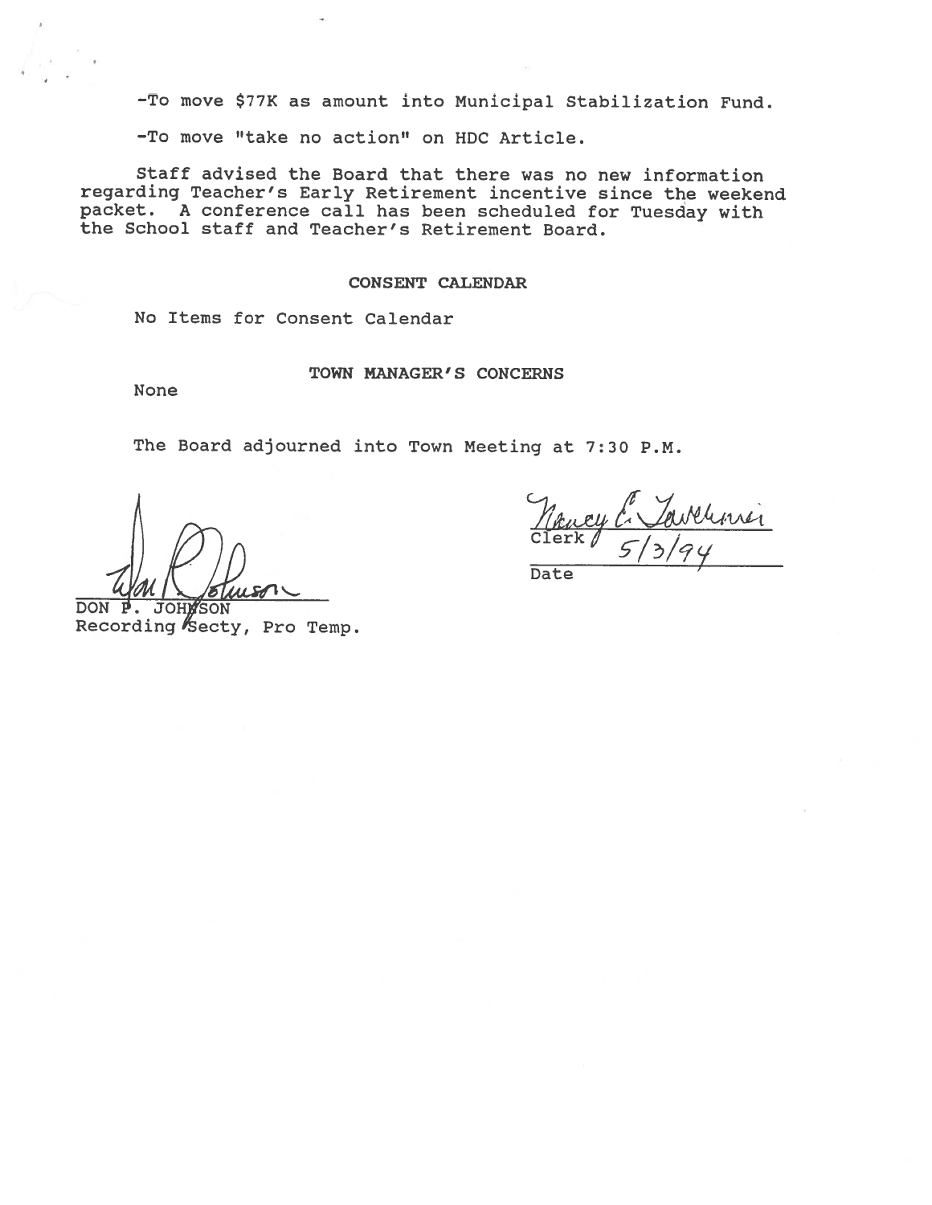-To move $77K as amount into Municipal Stabilization Fund.

-To move "take no action" on HDC Article.

Staff advised the Board that there was no new information regarding Teacher's Early Retirement incentive since the weekend packet. A conference call has been scheduled for Tuesday with the School staff and Teacher's Retirement Board.

**CONSENT CALENDAR**

No Items for Consent Calendar

**TOWN MANAGER'S CONCERNS**

None

The Board adjourned into Town Meeting at 7:30 P.M.

DON P. JOHNSON
Recording Secty, Pro Temp.

Clerk

5/3/94
Date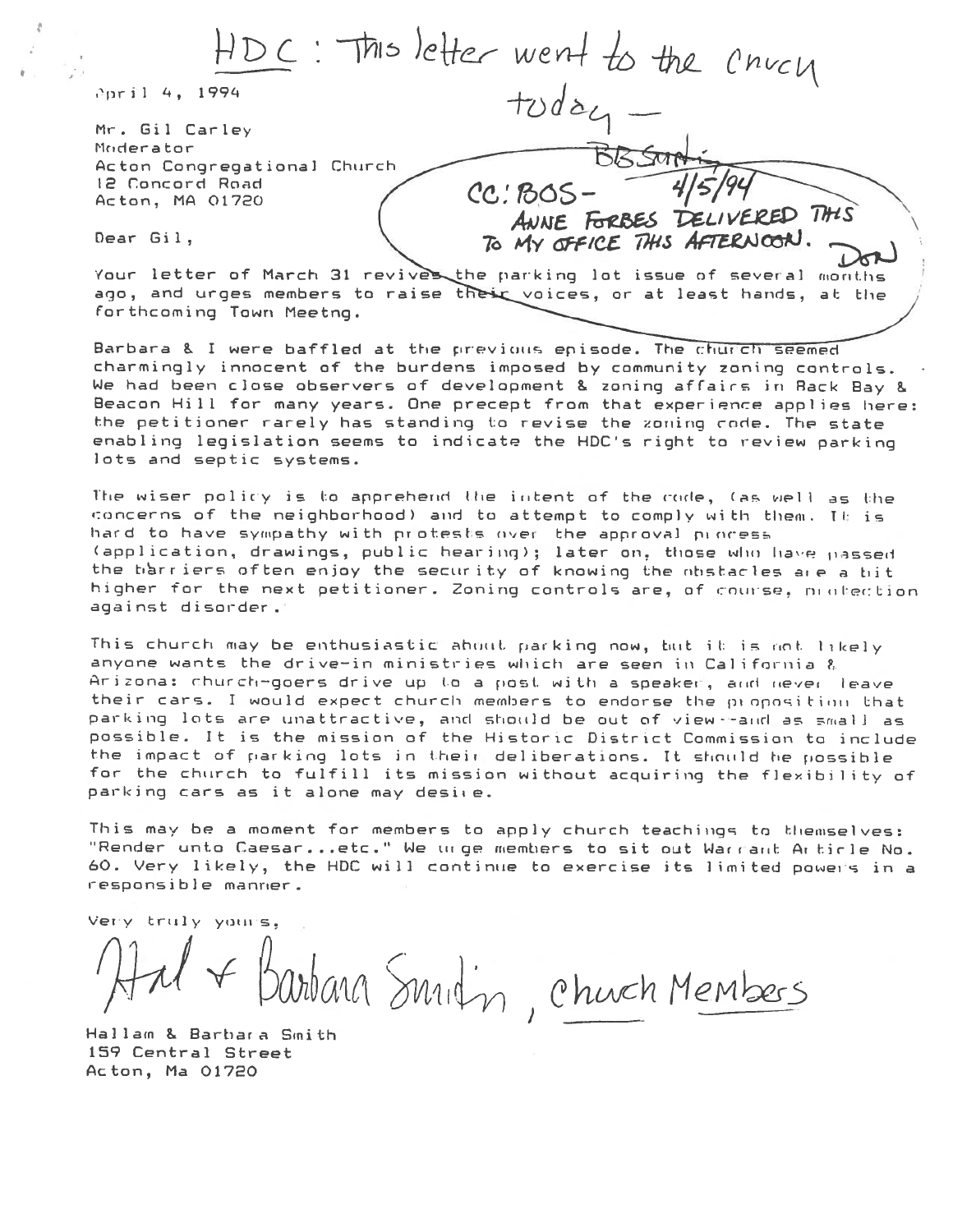HDC: This letter went to the church today –

April 4, 1994

Mr. Gil Carley
Moderator
Acton Congregational Church
12 Concord Road
Acton, MA 01720

CC: BOS – BB Smith 4/5/94
ANNE FORBES DELIVERED THIS TO MY OFFICE THIS AFTERNOON. DON

Dear Gil,

Your letter of March 31 revives the parking lot issue of several months ago, and urges members to raise their voices, or at least hands, at the forthcoming Town Meetng.

Barbara & I were baffled at the previous episode. The church seemed charmingly innocent of the burdens imposed by community zoning controls. We had been close observers of development & zoning affairs in Back Bay & Beacon Hill for many years. One precept from that experience applies here: the petitioner rarely has standing to revise the zoning code. The state enabling legislation seems to indicate the HDC's right to review parking lots and septic systems.

The wiser policy is to apprehend the intent of the code, (as well as the concerns of the neighborhood) and to attempt to comply with them. It is hard to have sympathy with protests over the approval process (application, drawings, public hearing); later on, those who have passed the barriers often enjoy the security of knowing the obstacles are a bit higher for the next petitioner. Zoning controls are, of course, protection against disorder.

This church may be enthusiastic about parking now, but it is not likely anyone wants the drive-in ministries which are seen in California & Arizona: church-goers drive up to a post with a speaker, and never leave their cars. I would expect church members to endorse the proposition that parking lots are unattractive, and should be out of view--and as small as possible. It is the mission of the Historic District Commission to include the impact of parking lots in their deliberations. It should be possible for the church to fulfill its mission without acquiring the flexibility of parking cars as it alone may desire.

This may be a moment for members to apply church teachings to themselves: "Render unto Caesar...etc." We urge members to sit out Warrant Article No. 60. Very likely, the HDC will continue to exercise its limited powers in a responsible manner.

Very truly yours,

Hal & Barbara Smith, church Members

Hallam & Barbara Smith
159 Central Street
Acton, Ma 01720